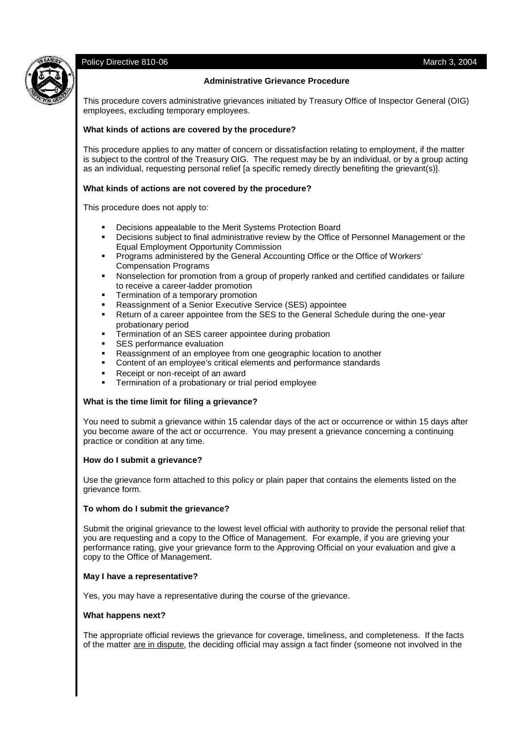Policy Directive 810-06 March 3, 2004

## Administrative Grievance Procedure

This procedure covers administrative grievances initiated by Treasury Office of Inspector General (OIG) employees, excluding temporary employees.

### What kinds of actions are covered by the procedure?

This procedure applies to any matter of concern or dissatisfaction relating to employment, if the matter is subject to the control of the Treasury OIG. The request may be by an individual, or by a group acting as an individual, requesting personal relief [a specific remedy directly benefiting the grievant(s)].

### What kinds of actions are not covered by the procedure?

This procedure does not apply to:

- Decisions appealable to the Merit Systems Protection Board
- Decisions subject to final administrative review by the Office of Personnel Management or the Equal Employment Opportunity Commission
- Programs administered by the General Accounting Office or the Office of Workers' Compensation Programs
- Nonselection for promotion from a group of properly ranked and certified candidates or failure to receive a career-ladder promotion
- Termination of a temporary promotion
- Reassignment of a Senior Executive Service (SES) appointee
- Return of a career appointee from the SES to the General Schedule during the one-year probationary period
- Termination of an SES career appointee during probation
- SES performance evaluation
- Reassignment of an employee from one geographic location to another
- Content of an employee's critical elements and performance standards
- Receipt or non-receipt of an award
- Termination of a probationary or trial period employee

### What is the time limit for filing a grievance?

You need to submit a grievance within 15 calendar days of the act or occurrence or within 15 days after you become aware of the act or occurrence. You may present a grievance concerning a continuing practice or condition at any time.

### How do I submit a grievance?

Use the grievance form attached to this policy or plain paper that contains the elements listed on the grievance form.

### To whom do I submit the grievance?

Submit the original grievance to the lowest level official with authority to provide the personal relief that you are requesting and a copy to the Office of Management. For example, if you are grieving your performance rating, give your grievance form to the Approving Official on your evaluation and give a copy to the Office of Management.

### May I have a representative?

Yes, you may have a representative during the course of the grievance.

### What happens next?

The appropriate official reviews the grievance for coverage, timeliness, and completeness. If the facts of the matter are in dispute, the deciding official may assign a fact finder (someone not involved in the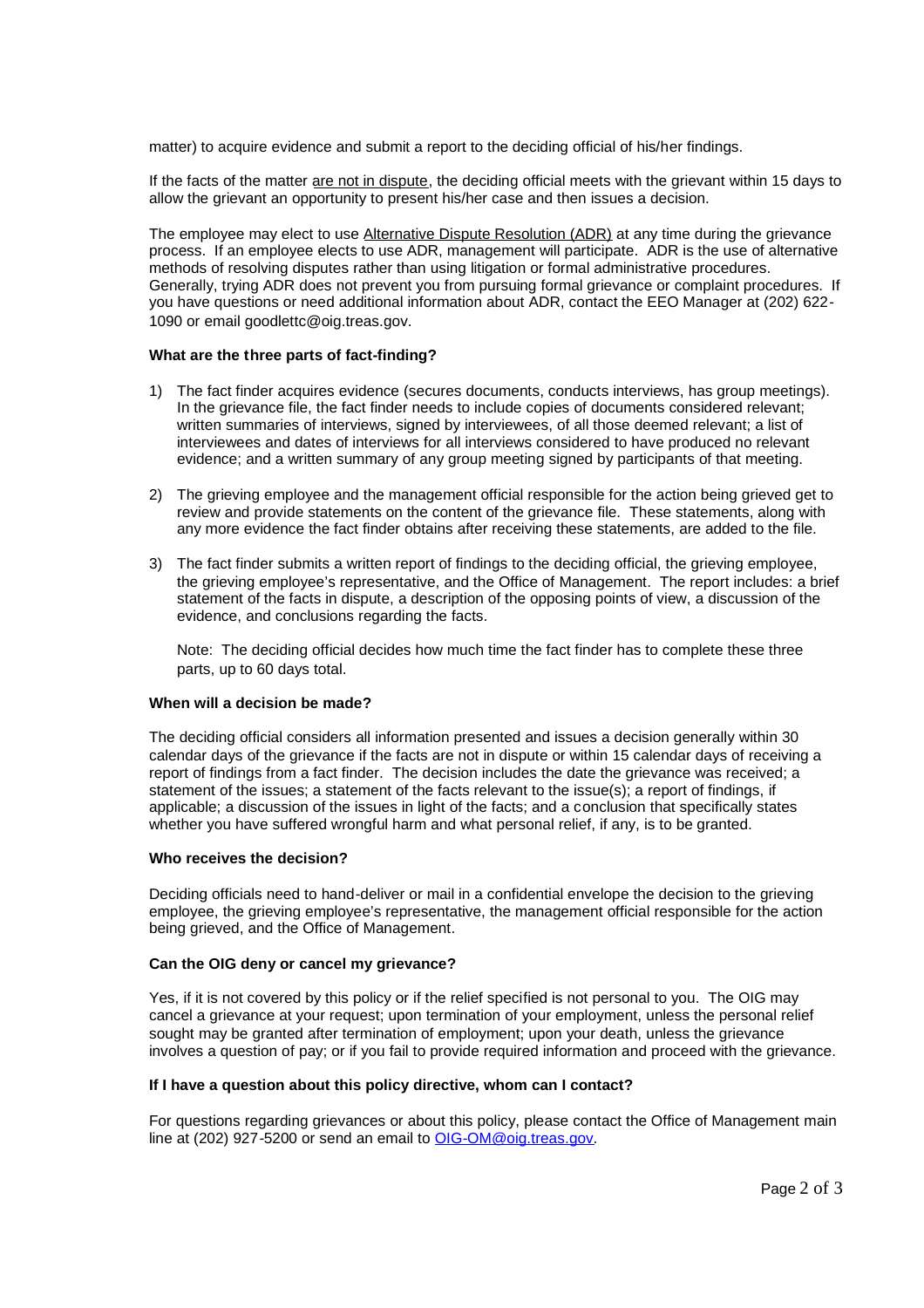matter) to acquire evidence and submit a report to the deciding official of his/her findings.

If the facts of the matter are not in dispute, the deciding official meets with the grievant within 15 days to allow the grievant an opportunity to present his/her case and then issues a decision.

The employee may elect to use Alternative Dispute Resolution (ADR) at any time during the grievance process. If an employee elects to use ADR, management will participate. ADR is the use of alternative methods of resolving disputes rather than using litigation or formal administrative procedures. Generally, trying ADR does not prevent you from pursuing formal grievance or complaint procedures. If you have questions or need additional information about ADR, contact the EEO Manager at (202) 622-1090 or email goodlettc@oig.treas.gov.

**What are the three parts of fact-finding?**

1) The fact finder acquires evidence (secures documents, conducts interviews, has group meetings). In the grievance file, the fact finder needs to include copies of documents considered relevant; written summaries of interviews, signed by interviewees, of all those deemed relevant; a list of interviewees and dates of interviews for all interviews considered to have produced no relevant evidence; and a written summary of any group meeting signed by participants of that meeting.

2) The grieving employee and the management official responsible for the action being grieved get to review and provide statements on the content of the grievance file. These statements, along with any more evidence the fact finder obtains after receiving these statements, are added to the file.

3) The fact finder submits a written report of findings to the deciding official, the grieving employee, the grieving employee's representative, and the Office of Management. The report includes: a brief statement of the facts in dispute, a description of the opposing points of view, a discussion of the evidence, and conclusions regarding the facts.

   Note: The deciding official decides how much time the fact finder has to complete these three parts, up to 60 days total.

**When will a decision be made?**

The deciding official considers all information presented and issues a decision generally within 30 calendar days of the grievance if the facts are not in dispute or within 15 calendar days of receiving a report of findings from a fact finder. The decision includes the date the grievance was received; a statement of the issues; a statement of the facts relevant to the issue(s); a report of findings, if applicable; a discussion of the issues in light of the facts; and a conclusion that specifically states whether you have suffered wrongful harm and what personal relief, if any, is to be granted.

**Who receives the decision?**

Deciding officials need to hand-deliver or mail in a confidential envelope the decision to the grieving employee, the grieving employee's representative, the management official responsible for the action being grieved, and the Office of Management.

**Can the OIG deny or cancel my grievance?**

Yes, if it is not covered by this policy or if the relief specified is not personal to you. The OIG may cancel a grievance at your request; upon termination of your employment, unless the personal relief sought may be granted after termination of employment; upon your death, unless the grievance involves a question of pay; or if you fail to provide required information and proceed with the grievance.

**If I have a question about this policy directive, whom can I contact?**

For questions regarding grievances or about this policy, please contact the Office of Management main line at (202) 927-5200 or send an email to OIG-OM@oig.treas.gov.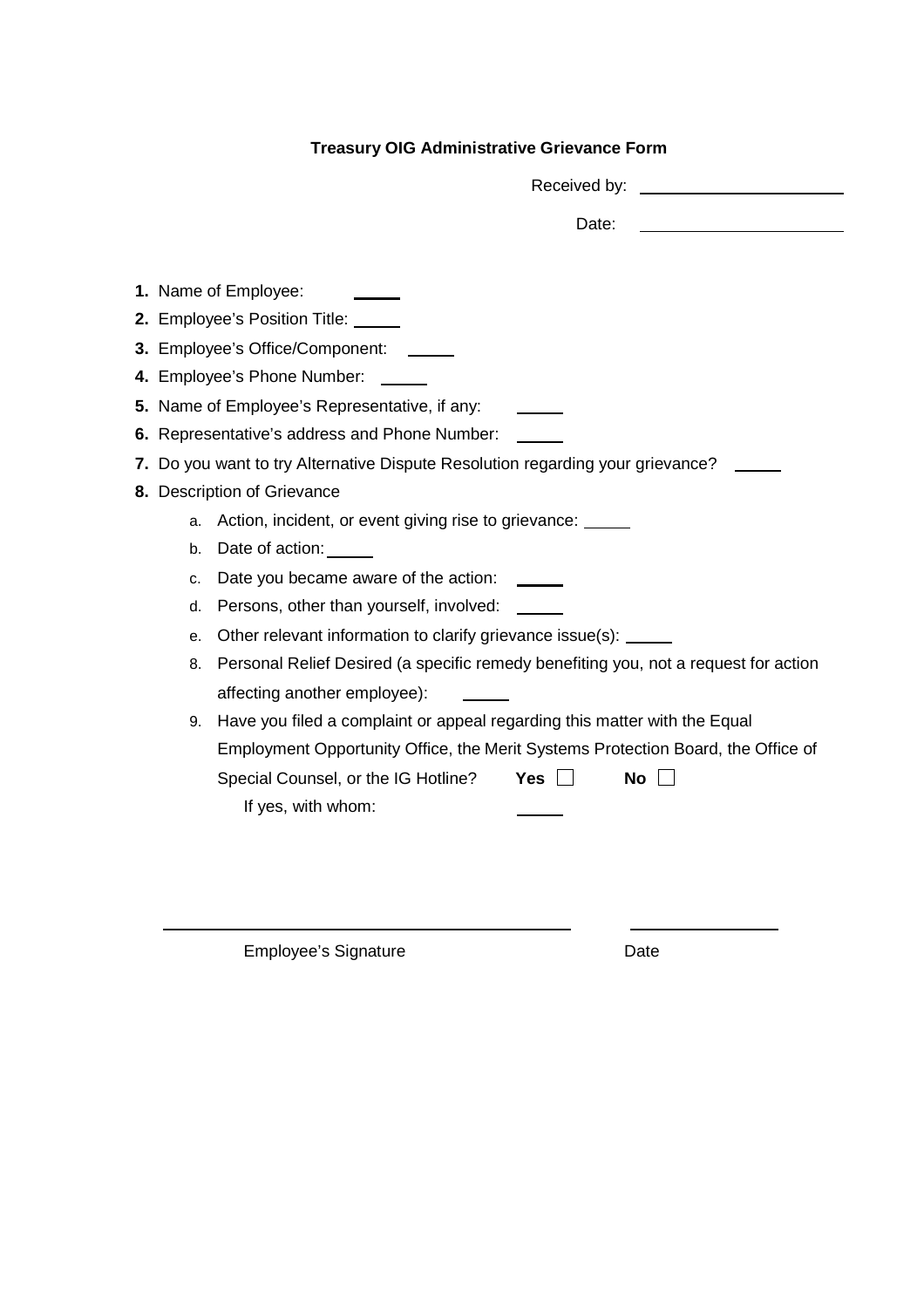**Treasury OIG Administrative Grievance Form**

Received by: ______________________

Date: ______________________

**1.** Name of Employee: _____

**2.** Employee's Position Title: _____

**3.** Employee's Office/Component: _____

**4.** Employee's Phone Number: _____

**5.** Name of Employee's Representative, if any: _____

**6.** Representative's address and Phone Number: _____

**7.** Do you want to try Alternative Dispute Resolution regarding your grievance? _____

**8.** Description of Grievance

   a. Action, incident, or event giving rise to grievance: _____

   b. Date of action: _____

   c. Date you became aware of the action: _____

   d. Persons, other than yourself, involved: _____

   e. Other relevant information to clarify grievance issue(s): _____

   8. Personal Relief Desired (a specific remedy benefiting you, not a request for action affecting another employee): _____

   9. Have you filed a complaint or appeal regarding this matter with the Equal Employment Opportunity Office, the Merit Systems Protection Board, the Office of Special Counsel, or the IG Hotline? **Yes** ☐ **No** ☐

      If yes, with whom: _____

_______________________________________ _______________

Employee's Signature Date